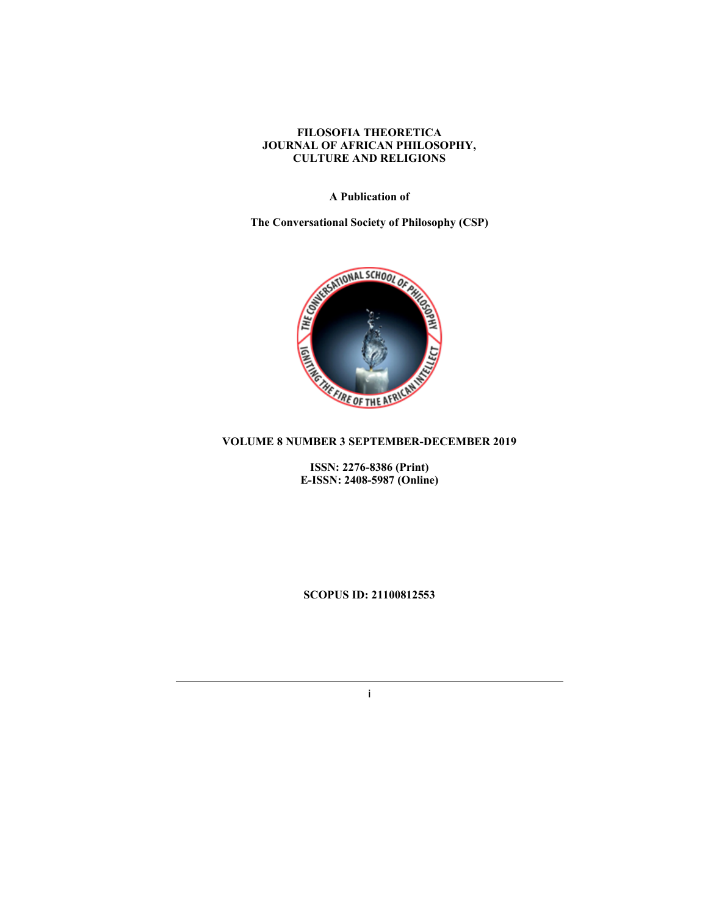**FILOSOFIA THEORETICA**
**JOURNAL OF AFRICAN PHILOSOPHY,**
**CULTURE AND RELIGIONS**

**A Publication of**

**The Conversational Society of Philosophy (CSP)**

**VOLUME 8 NUMBER 3 SEPTEMBER-DECEMBER 2019**

**ISSN: 2276-8386 (Print)**
**E-ISSN: 2408-5987 (Online)**

**SCOPUS ID: 21100812553**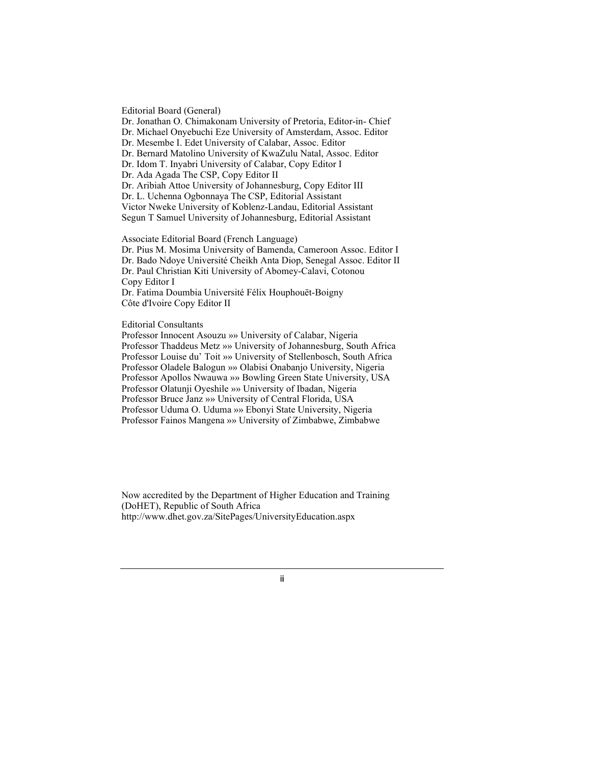Editorial Board (General)

Dr. Jonathan O. Chimakonam University of Pretoria, Editor-in- Chief
Dr. Michael Onyebuchi Eze University of Amsterdam, Assoc. Editor
Dr. Mesembe I. Edet University of Calabar, Assoc. Editor
Dr. Bernard Matolino University of KwaZulu Natal, Assoc. Editor
Dr. Idom T. Inyabri University of Calabar, Copy Editor I
Dr. Ada Agada The CSP, Copy Editor II
Dr. Aribiah Attoe University of Johannesburg, Copy Editor III
Dr. L. Uchenna Ogbonnaya The CSP, Editorial Assistant
Victor Nweke University of Koblenz-Landau, Editorial Assistant
Segun T Samuel University of Johannesburg, Editorial Assistant

Associate Editorial Board (French Language)

Dr. Pius M. Mosima University of Bamenda, Cameroon Assoc. Editor I
Dr. Bado Ndoye Université Cheikh Anta Diop, Senegal Assoc. Editor II
Dr. Paul Christian Kiti University of Abomey-Calavi, Cotonou
Copy Editor I
Dr. Fatima Doumbia Université Félix Houphouët-Boigny
Côte d'Ivoire Copy Editor II

Editorial Consultants

Professor Innocent Asouzu »» University of Calabar, Nigeria
Professor Thaddeus Metz »» University of Johannesburg, South Africa
Professor Louise du' Toit »» University of Stellenbosch, South Africa
Professor Oladele Balogun »» Olabisi Onabanjo University, Nigeria
Professor Apollos Nwauwa »» Bowling Green State University, USA
Professor Olatunji Oyeshile »» University of Ibadan, Nigeria
Professor Bruce Janz »» University of Central Florida, USA
Professor Uduma O. Uduma »» Ebonyi State University, Nigeria
Professor Fainos Mangena »» University of Zimbabwe, Zimbabwe

Now accredited by the Department of Higher Education and Training (DoHET), Republic of South Africa
http://www.dhet.gov.za/SitePages/UniversityEducation.aspx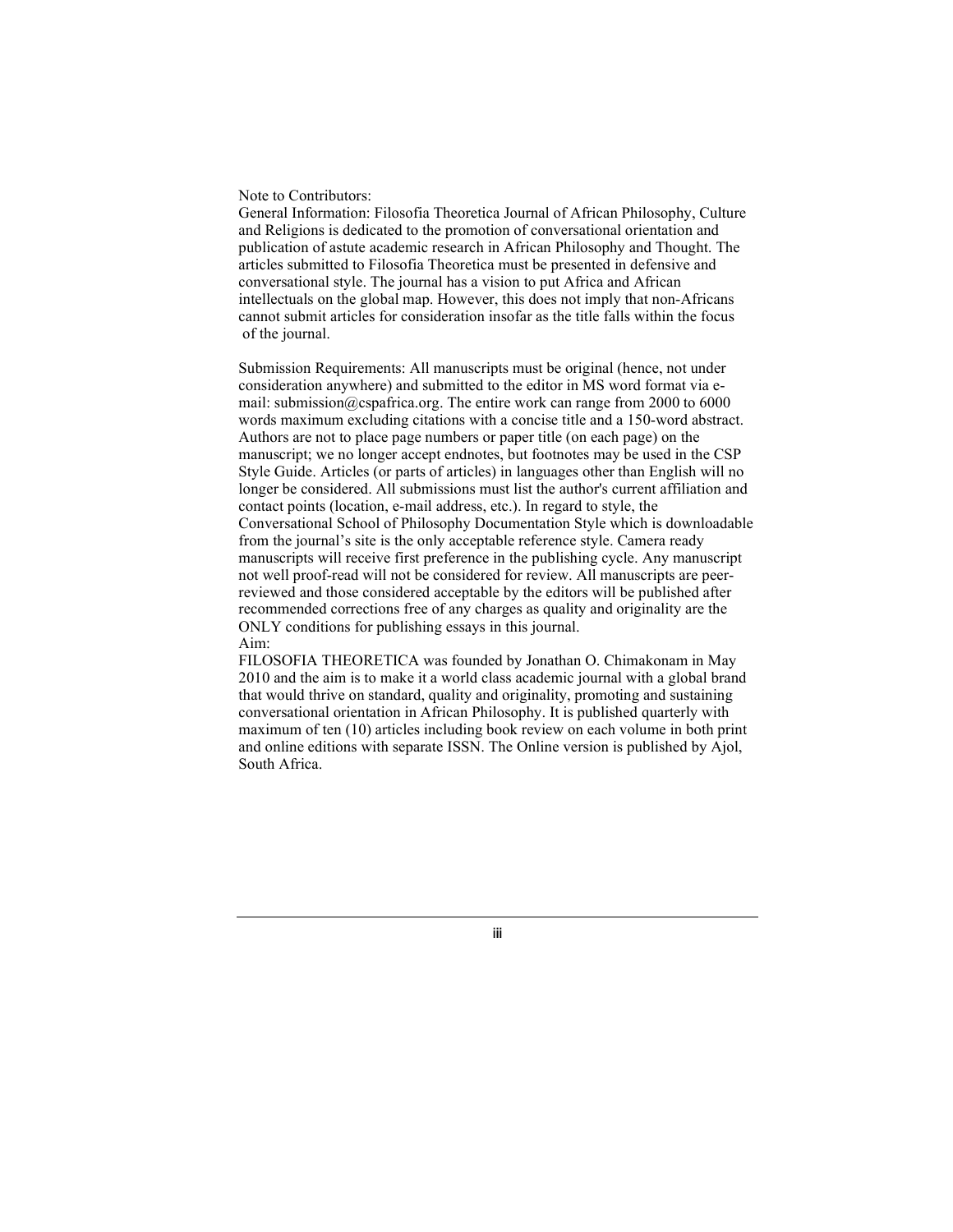Note to Contributors:

General Information: Filosofia Theoretica Journal of African Philosophy, Culture and Religions is dedicated to the promotion of conversational orientation and publication of astute academic research in African Philosophy and Thought. The articles submitted to Filosofia Theoretica must be presented in defensive and conversational style. The journal has a vision to put Africa and African intellectuals on the global map. However, this does not imply that non-Africans cannot submit articles for consideration insofar as the title falls within the focus of the journal.

Submission Requirements: All manuscripts must be original (hence, not under consideration anywhere) and submitted to the editor in MS word format via e-mail: submission@cspafrica.org. The entire work can range from 2000 to 6000 words maximum excluding citations with a concise title and a 150-word abstract. Authors are not to place page numbers or paper title (on each page) on the manuscript; we no longer accept endnotes, but footnotes may be used in the CSP Style Guide. Articles (or parts of articles) in languages other than English will no longer be considered. All submissions must list the author's current affiliation and contact points (location, e-mail address, etc.). In regard to style, the Conversational School of Philosophy Documentation Style which is downloadable from the journal's site is the only acceptable reference style. Camera ready manuscripts will receive first preference in the publishing cycle. Any manuscript not well proof-read will not be considered for review. All manuscripts are peer-reviewed and those considered acceptable by the editors will be published after recommended corrections free of any charges as quality and originality are the ONLY conditions for publishing essays in this journal.

Aim:

FILOSOFIA THEORETICA was founded by Jonathan O. Chimakonam in May 2010 and the aim is to make it a world class academic journal with a global brand that would thrive on standard, quality and originality, promoting and sustaining conversational orientation in African Philosophy. It is published quarterly with maximum of ten (10) articles including book review on each volume in both print and online editions with separate ISSN. The Online version is published by Ajol, South Africa.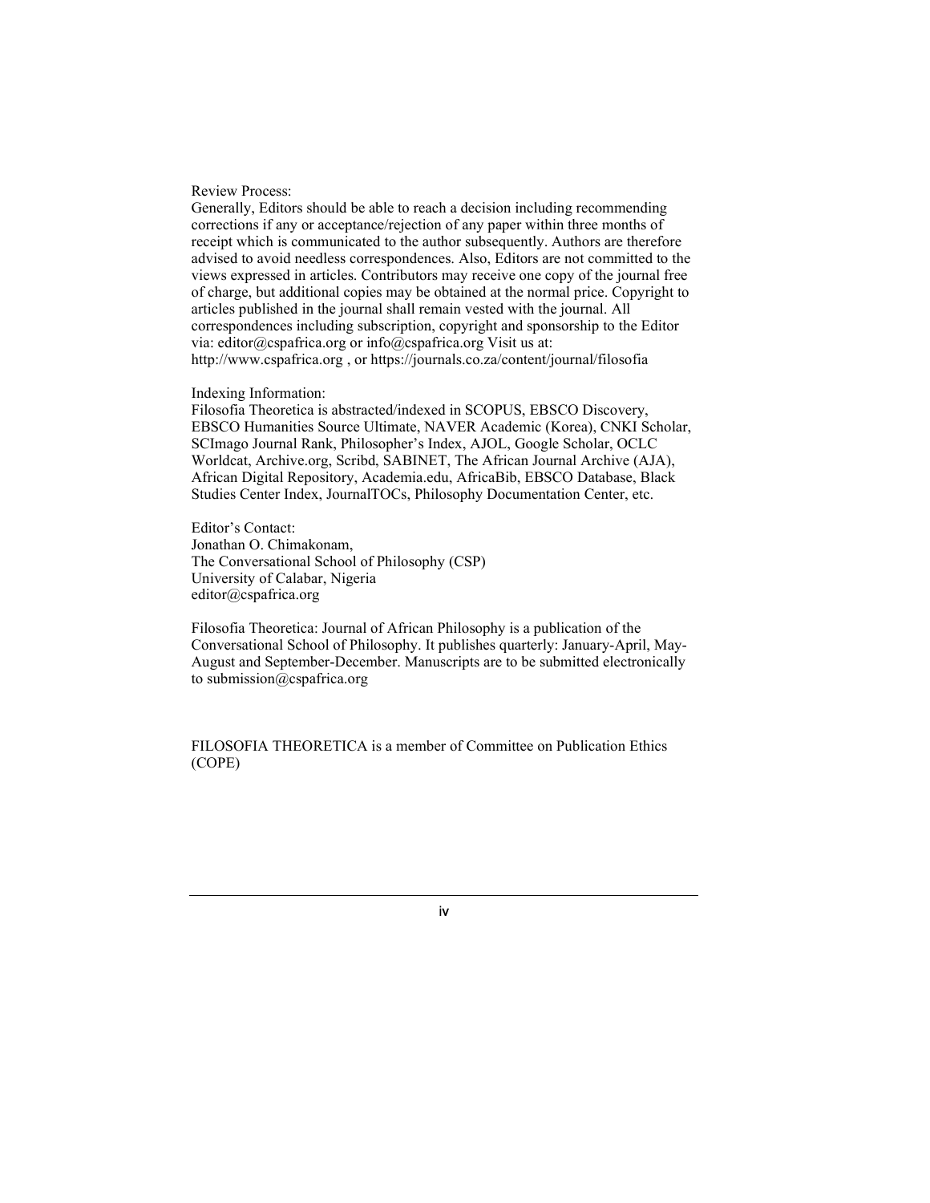Review Process:
Generally, Editors should be able to reach a decision including recommending corrections if any or acceptance/rejection of any paper within three months of receipt which is communicated to the author subsequently. Authors are therefore advised to avoid needless correspondences. Also, Editors are not committed to the views expressed in articles. Contributors may receive one copy of the journal free of charge, but additional copies may be obtained at the normal price. Copyright to articles published in the journal shall remain vested with the journal. All correspondences including subscription, copyright and sponsorship to the Editor via: editor@cspafrica.org or info@cspafrica.org Visit us at: http://www.cspafrica.org , or https://journals.co.za/content/journal/filosofia

Indexing Information:
Filosofia Theoretica is abstracted/indexed in SCOPUS, EBSCO Discovery, EBSCO Humanities Source Ultimate, NAVER Academic (Korea), CNKI Scholar, SCImago Journal Rank, Philosopher's Index, AJOL, Google Scholar, OCLC Worldcat, Archive.org, Scribd, SABINET, The African Journal Archive (AJA), African Digital Repository, Academia.edu, AfricaBib, EBSCO Database, Black Studies Center Index, JournalTOCs, Philosophy Documentation Center, etc.

Editor's Contact:
Jonathan O. Chimakonam,
The Conversational School of Philosophy (CSP)
University of Calabar, Nigeria
editor@cspafrica.org

Filosofia Theoretica: Journal of African Philosophy is a publication of the Conversational School of Philosophy. It publishes quarterly: January-April, May-August and September-December. Manuscripts are to be submitted electronically to submission@cspafrica.org

FILOSOFIA THEORETICA is a member of Committee on Publication Ethics (COPE)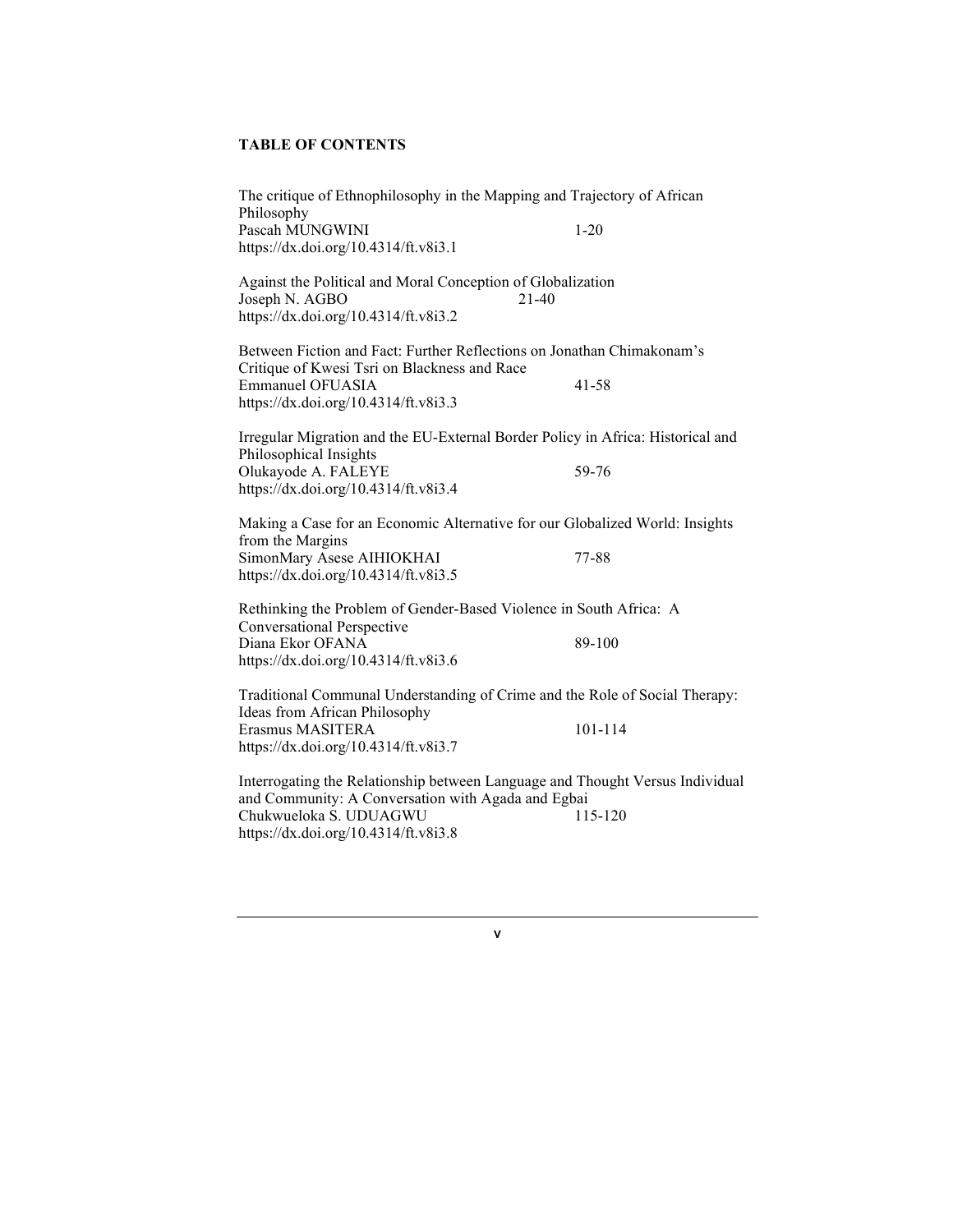**TABLE OF CONTENTS**

The critique of Ethnophilosophy in the Mapping and Trajectory of African Philosophy
Pascah MUNGWINI 1-20
https://dx.doi.org/10.4314/ft.v8i3.1

Against the Political and Moral Conception of Globalization
Joseph N. AGBO 21-40
https://dx.doi.org/10.4314/ft.v8i3.2

Between Fiction and Fact: Further Reflections on Jonathan Chimakonam's Critique of Kwesi Tsri on Blackness and Race
Emmanuel OFUASIA 41-58
https://dx.doi.org/10.4314/ft.v8i3.3

Irregular Migration and the EU-External Border Policy in Africa: Historical and Philosophical Insights
Olukayode A. FALEYE 59-76
https://dx.doi.org/10.4314/ft.v8i3.4

Making a Case for an Economic Alternative for our Globalized World: Insights from the Margins
SimonMary Asese AIHIOKHAI 77-88
https://dx.doi.org/10.4314/ft.v8i3.5

Rethinking the Problem of Gender-Based Violence in South Africa: A Conversational Perspective
Diana Ekor OFANA 89-100
https://dx.doi.org/10.4314/ft.v8i3.6

Traditional Communal Understanding of Crime and the Role of Social Therapy: Ideas from African Philosophy
Erasmus MASITERA 101-114
https://dx.doi.org/10.4314/ft.v8i3.7

Interrogating the Relationship between Language and Thought Versus Individual and Community: A Conversation with Agada and Egbai
Chukwueloka S. UDUAGWU 115-120
https://dx.doi.org/10.4314/ft.v8i3.8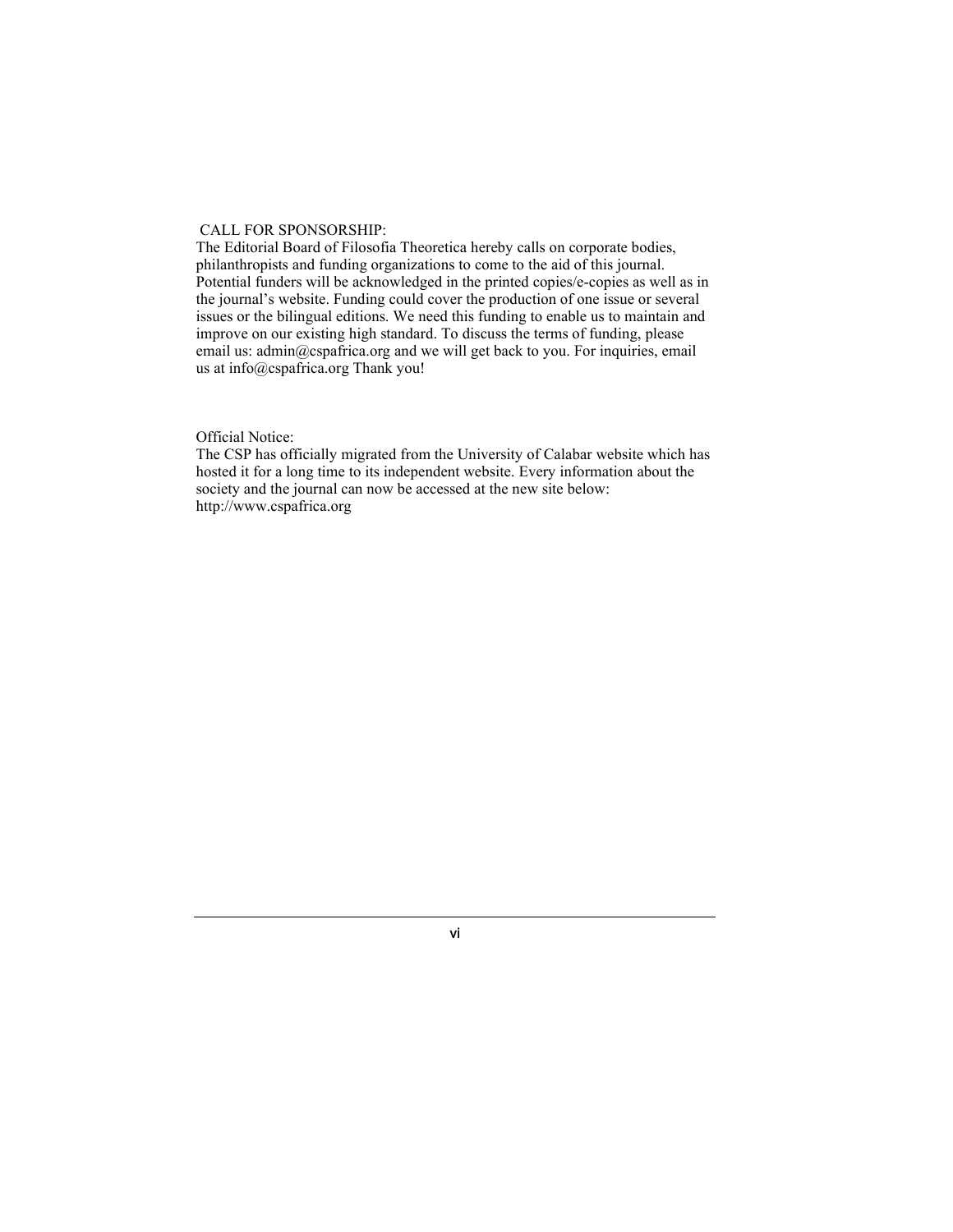CALL FOR SPONSORSHIP:

The Editorial Board of Filosofia Theoretica hereby calls on corporate bodies, philanthropists and funding organizations to come to the aid of this journal. Potential funders will be acknowledged in the printed copies/e-copies as well as in the journal's website. Funding could cover the production of one issue or several issues or the bilingual editions. We need this funding to enable us to maintain and improve on our existing high standard. To discuss the terms of funding, please email us: admin@cspafrica.org and we will get back to you. For inquiries, email us at info@cspafrica.org Thank you!

Official Notice:

The CSP has officially migrated from the University of Calabar website which has hosted it for a long time to its independent website. Every information about the society and the journal can now be accessed at the new site below: http://www.cspafrica.org